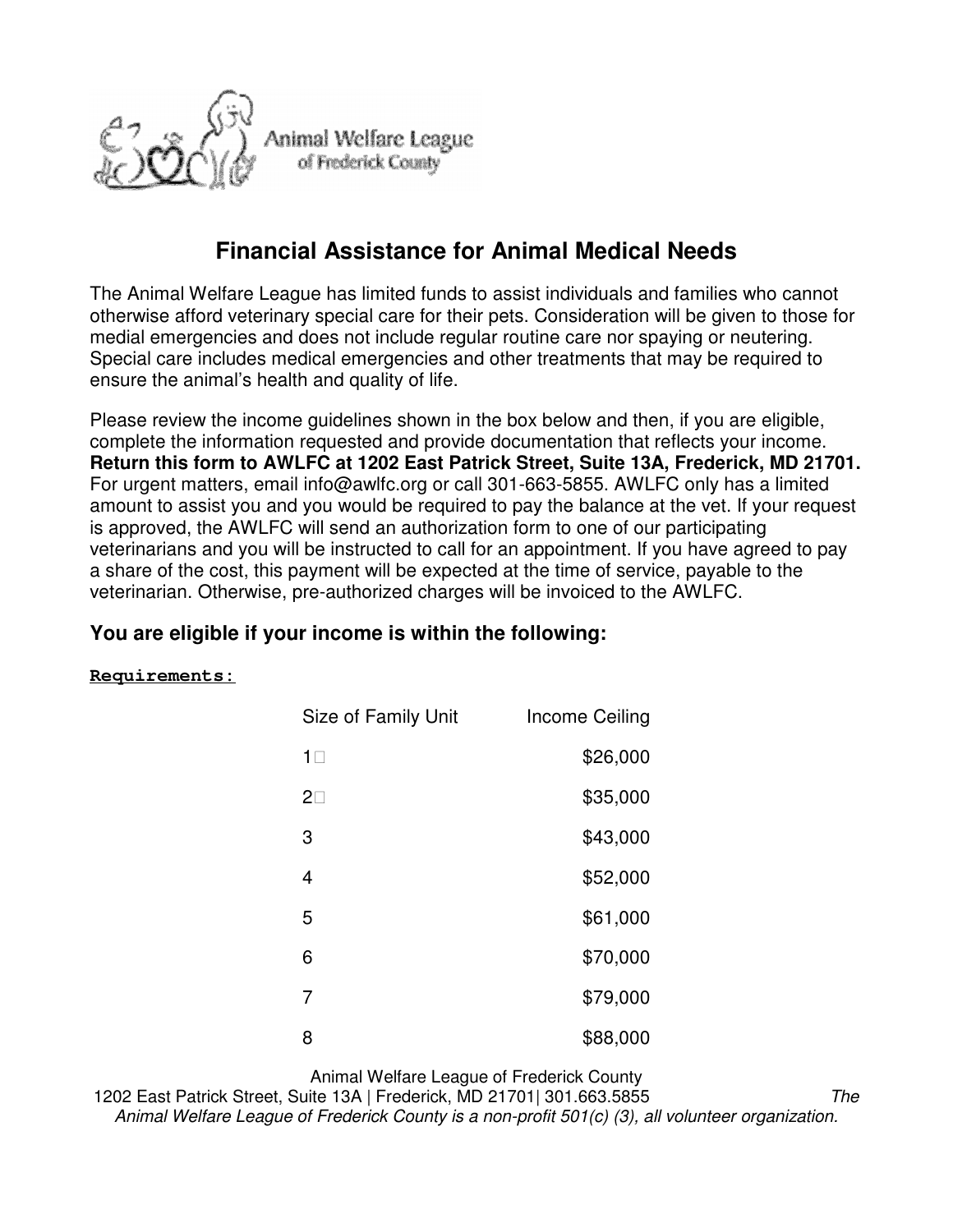Animal Welfare League of Frederick County

# Financial Assistance for Animal Medical Needs

The Animal Welfare League has limited funds to assist individuals and families who cannot otherwise afford veterinary special care for their pets. Consideration will be given to those for medial emergencies and does not include regular routine care nor spaying or neutering. Special care includes medical emergencies and other treatments that may be required to ensure the animal's health and quality of life.

Please review the income guidelines shown in the box below and then, if you are eligible, complete the information requested and provide documentation that reflects your income. **Return this form to AWLFC at 1202 East Patrick Street, Suite 13A, Frederick, MD 21701.** For urgent matters, email info@awlfc.org or call 301-663-5855. AWLFC only has a limited amount to assist you and you would be required to pay the balance at the vet. If your request is approved, the AWLFC will send an authorization form to one of our participating veterinarians and you will be instructed to call for an appointment. If you have agreed to pay a share of the cost, this payment will be expected at the time of service, payable to the veterinarian. Otherwise, pre-authorized charges will be invoiced to the AWLFC.

## You are eligible if your income is within the following:

**Requirements:**

| Size of Family Unit | Income Ceiling |
|---|---|
| 1 | $26,000 |
| 2 | $35,000 |
| 3 | $43,000 |
| 4 | $52,000 |
| 5 | $61,000 |
| 6 | $70,000 |
| 7 | $79,000 |
| 8 | $88,000 |

Animal Welfare League of Frederick County
1202 East Patrick Street, Suite 13A | Frederick, MD 21701| 301.663.5855
*The Animal Welfare League of Frederick County is a non-profit 501(c) (3), all volunteer organization.*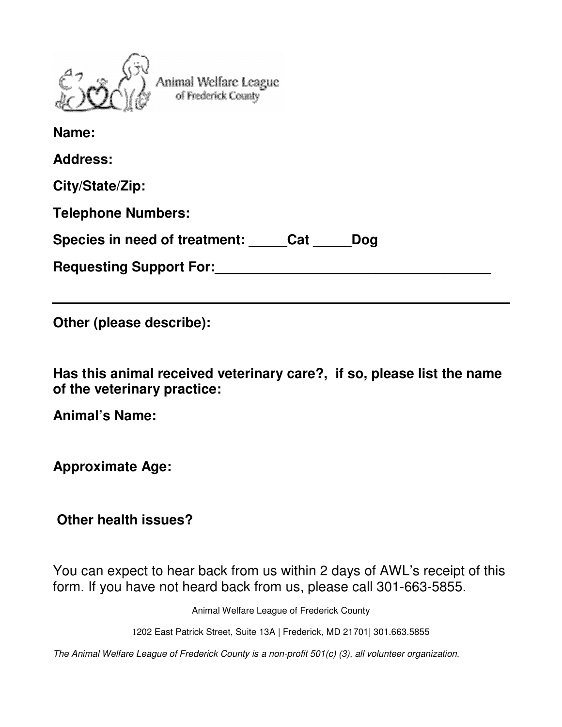Animal Welfare League of Frederick County

**Name:**

**Address:**

**City/State/Zip:**

**Telephone Numbers:**

**Species in need of treatment: _____Cat _____Dog**

**Requesting Support For:____________________________________**

---

**Other (please describe):**

**Has this animal received veterinary care?, if so, please list the name of the veterinary practice:**

**Animal's Name:**

**Approximate Age:**

**Other health issues?**

You can expect to hear back from us within 2 days of AWL's receipt of this form. If you have not heard back from us, please call 301-663-5855.

Animal Welfare League of Frederick County

1202 East Patrick Street, Suite 13A | Frederick, MD 21701| 301.663.5855

*The Animal Welfare League of Frederick County is a non-profit 501(c) (3), all volunteer organization.*